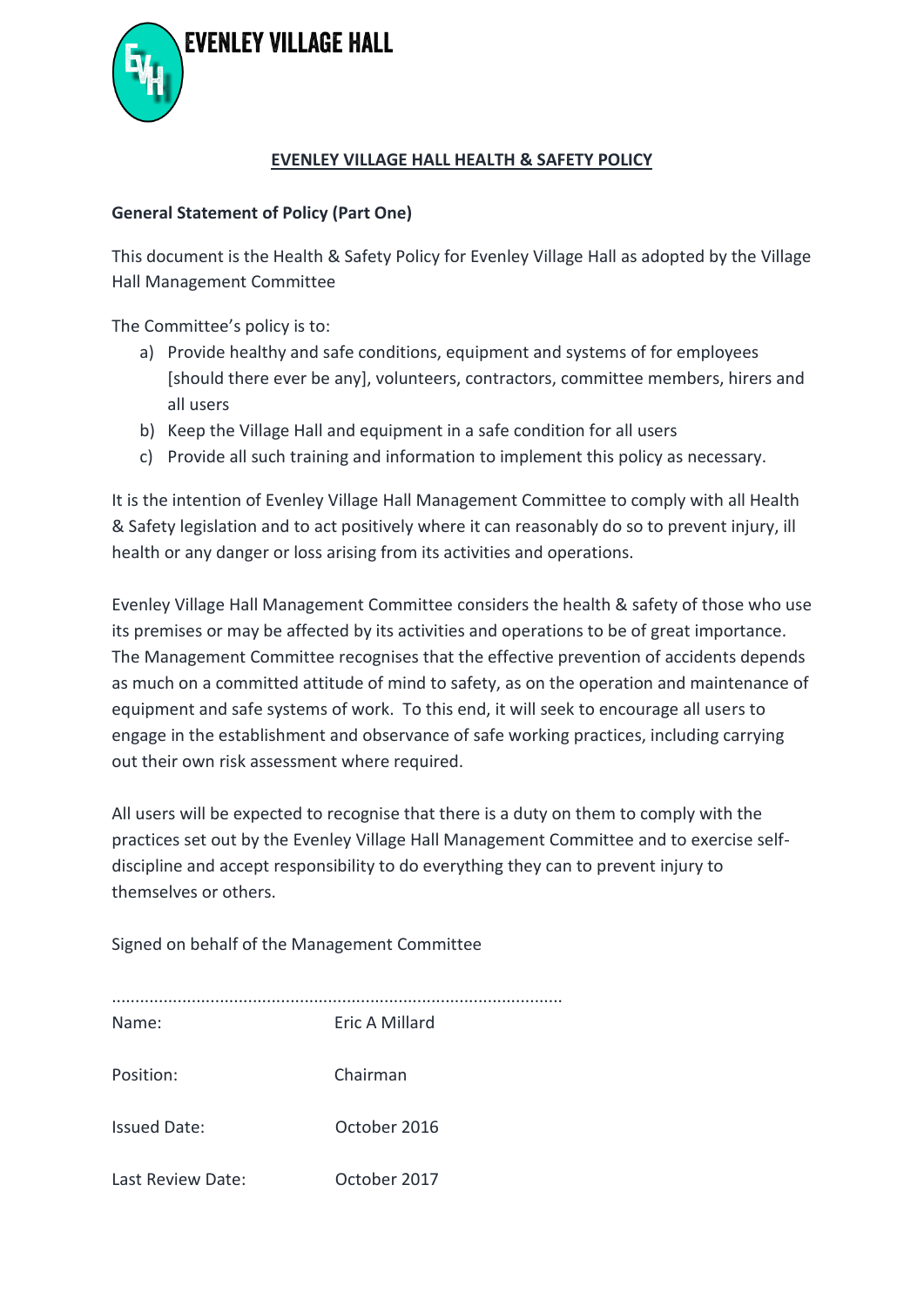EVENLEY VILLAGE HALL

# EVENLEY VILLAGE HALL HEALTH & SAFETY POLICY

**General Statement of Policy (Part One)**

This document is the Health & Safety Policy for Evenley Village Hall as adopted by the Village Hall Management Committee

The Committee's policy is to:

a) Provide healthy and safe conditions, equipment and systems of for employees [should there ever be any], volunteers, contractors, committee members, hirers and all users
b) Keep the Village Hall and equipment in a safe condition for all users
c) Provide all such training and information to implement this policy as necessary.

It is the intention of Evenley Village Hall Management Committee to comply with all Health & Safety legislation and to act positively where it can reasonably do so to prevent injury, ill health or any danger or loss arising from its activities and operations.

Evenley Village Hall Management Committee considers the health & safety of those who use its premises or may be affected by its activities and operations to be of great importance. The Management Committee recognises that the effective prevention of accidents depends as much on a committed attitude of mind to safety, as on the operation and maintenance of equipment and safe systems of work. To this end, it will seek to encourage all users to engage in the establishment and observance of safe working practices, including carrying out their own risk assessment where required.

All users will be expected to recognise that there is a duty on them to comply with the practices set out by the Evenley Village Hall Management Committee and to exercise self-discipline and accept responsibility to do everything they can to prevent injury to themselves or others.

Signed on behalf of the Management Committee

..............................................................................................

| | |
|---|---|
| Name: | Eric A Millard |
| Position: | Chairman |
| Issued Date: | October 2016 |
| Last Review Date: | October 2017 |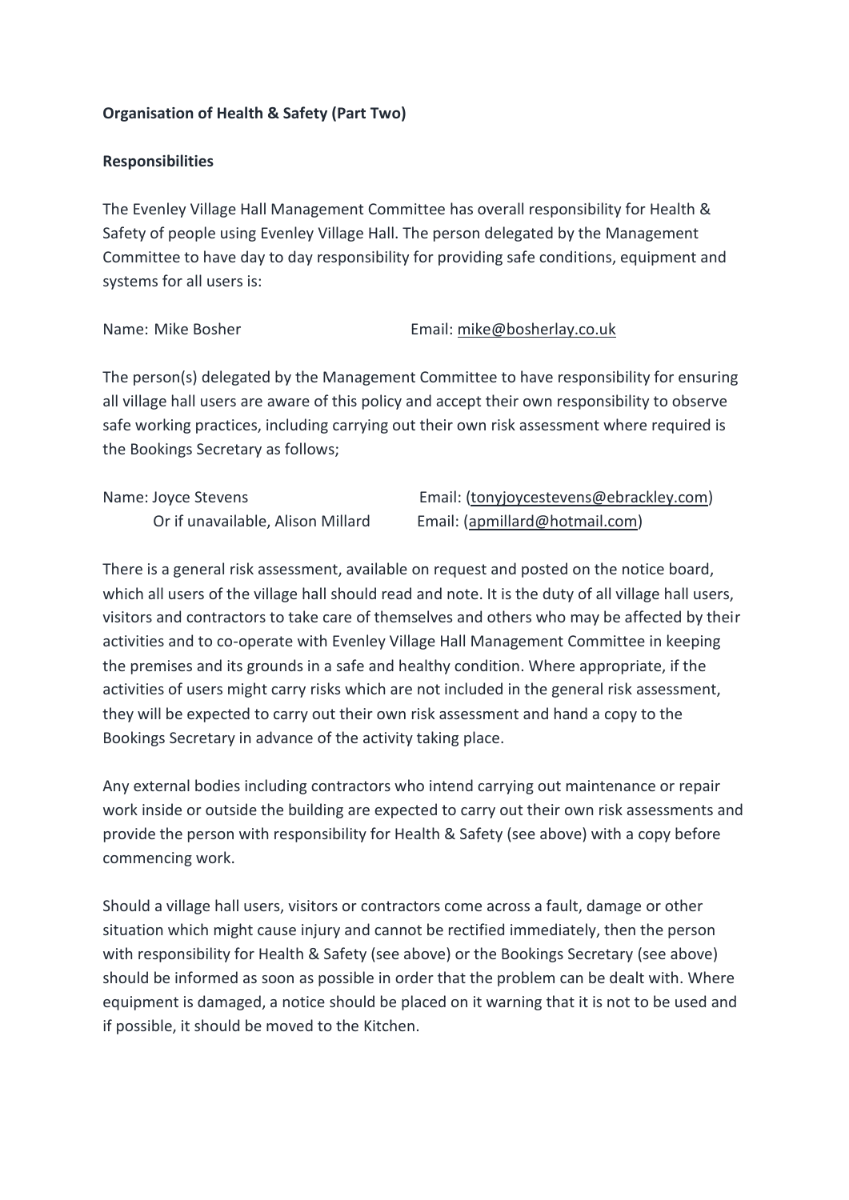**Organisation of Health & Safety (Part Two)**

**Responsibilities**

The Evenley Village Hall Management Committee has overall responsibility for Health & Safety of people using Evenley Village Hall. The person delegated by the Management Committee to have day to day responsibility for providing safe conditions, equipment and systems for all users is:

Name: Mike Bosher Email: mike@bosherlay.co.uk

The person(s) delegated by the Management Committee to have responsibility for ensuring all village hall users are aware of this policy and accept their own responsibility to observe safe working practices, including carrying out their own risk assessment where required is the Bookings Secretary as follows;

Name: Joyce Stevens Email: (tonyjoycestevens@ebrackley.com)
Or if unavailable, Alison Millard Email: (apmillard@hotmail.com)

There is a general risk assessment, available on request and posted on the notice board, which all users of the village hall should read and note. It is the duty of all village hall users, visitors and contractors to take care of themselves and others who may be affected by their activities and to co-operate with Evenley Village Hall Management Committee in keeping the premises and its grounds in a safe and healthy condition. Where appropriate, if the activities of users might carry risks which are not included in the general risk assessment, they will be expected to carry out their own risk assessment and hand a copy to the Bookings Secretary in advance of the activity taking place.

Any external bodies including contractors who intend carrying out maintenance or repair work inside or outside the building are expected to carry out their own risk assessments and provide the person with responsibility for Health & Safety (see above) with a copy before commencing work.

Should a village hall users, visitors or contractors come across a fault, damage or other situation which might cause injury and cannot be rectified immediately, then the person with responsibility for Health & Safety (see above) or the Bookings Secretary (see above) should be informed as soon as possible in order that the problem can be dealt with. Where equipment is damaged, a notice should be placed on it warning that it is not to be used and if possible, it should be moved to the Kitchen.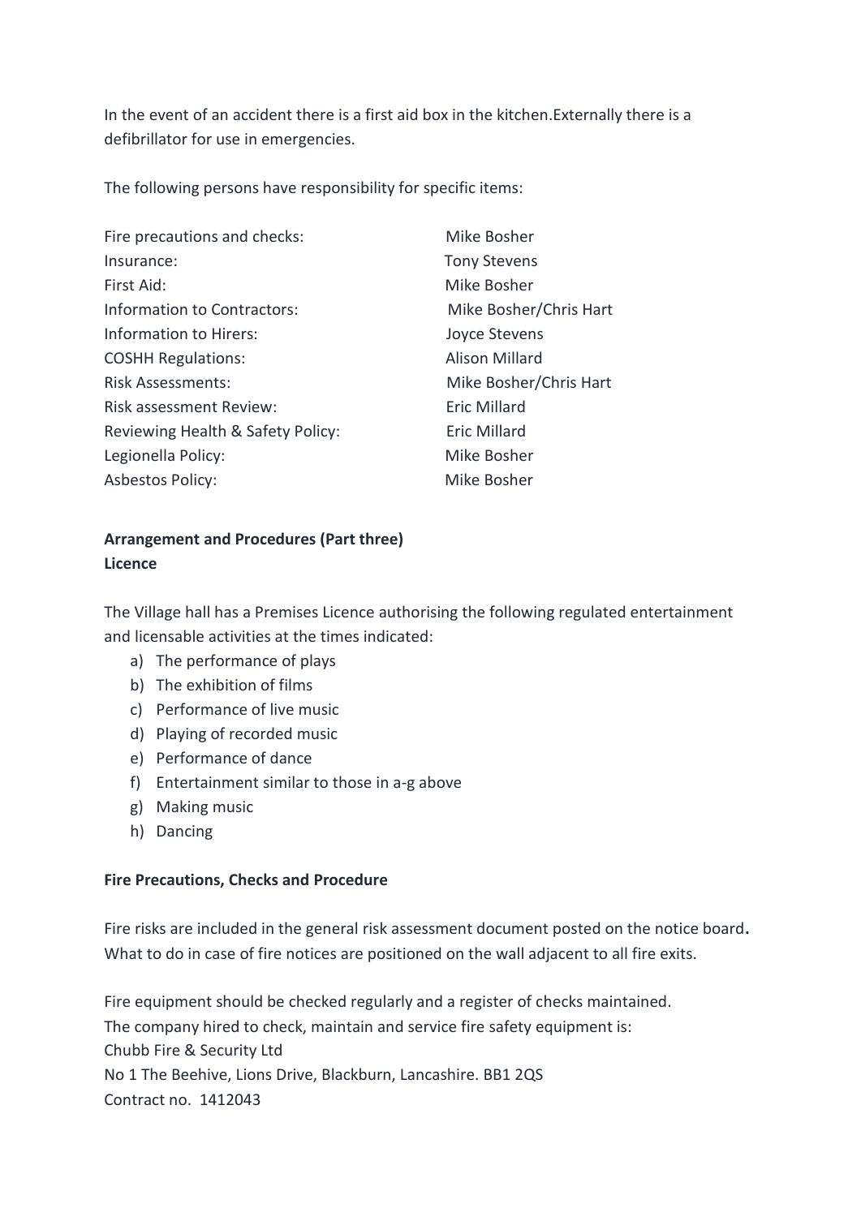In the event of an accident there is a first aid box in the kitchen.Externally there is a defibrillator for use in emergencies.

The following persons have responsibility for specific items:

| | |
|---|---|
| Fire precautions and checks: | Mike Bosher |
| Insurance: | Tony Stevens |
| First Aid: | Mike Bosher |
| Information to Contractors: | Mike Bosher/Chris Hart |
| Information to Hirers: | Joyce Stevens |
| COSHH Regulations: | Alison Millard |
| Risk Assessments: | Mike Bosher/Chris Hart |
| Risk assessment Review: | Eric Millard |
| Reviewing Health & Safety Policy: | Eric Millard |
| Legionella Policy: | Mike Bosher |
| Asbestos Policy: | Mike Bosher |

**Arrangement and Procedures (Part three)**
**Licence**

The Village hall has a Premises Licence authorising the following regulated entertainment and licensable activities at the times indicated:

a) The performance of plays
b) The exhibition of films
c) Performance of live music
d) Playing of recorded music
e) Performance of dance
f) Entertainment similar to those in a-g above
g) Making music
h) Dancing

**Fire Precautions, Checks and Procedure**

Fire risks are included in the general risk assessment document posted on the notice board**.** What to do in case of fire notices are positioned on the wall adjacent to all fire exits.

Fire equipment should be checked regularly and a register of checks maintained.
The company hired to check, maintain and service fire safety equipment is:
Chubb Fire & Security Ltd
No 1 The Beehive, Lions Drive, Blackburn, Lancashire. BB1 2QS
Contract no. 1412043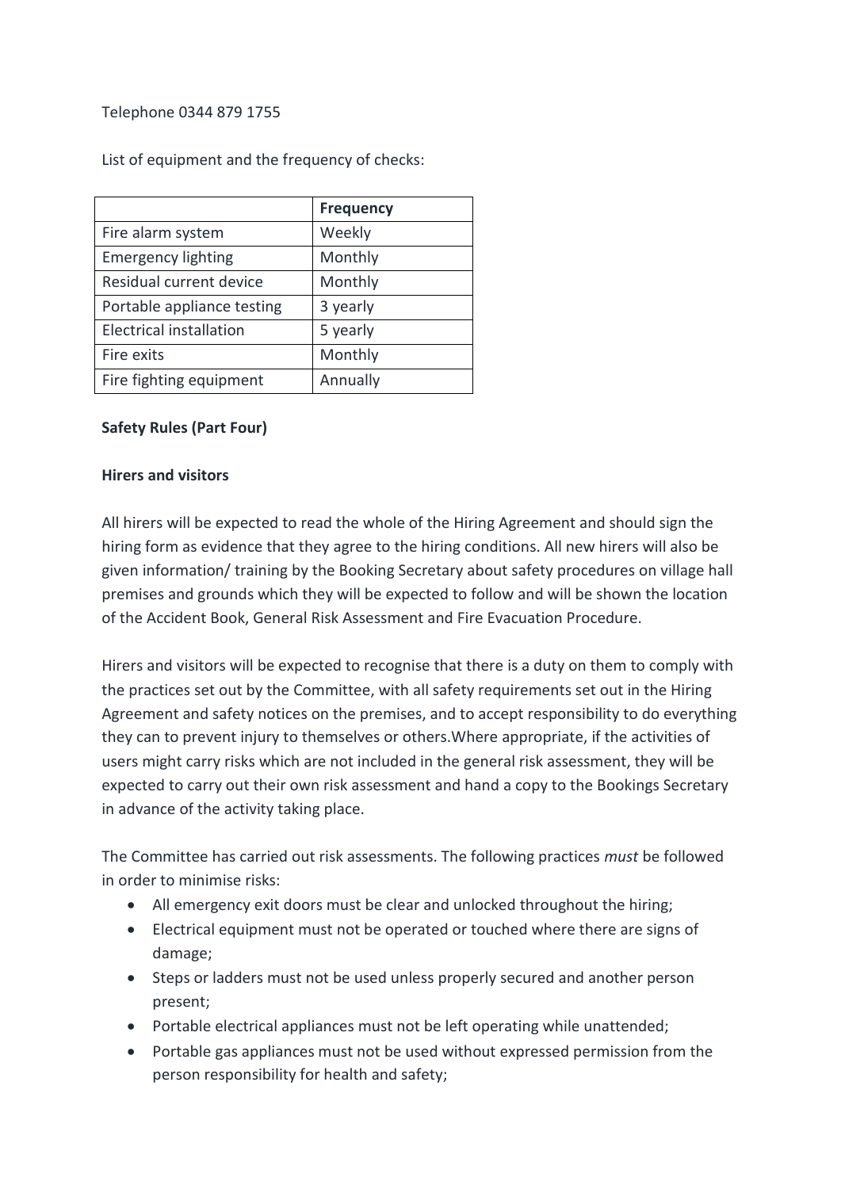Telephone 0344 879 1755

List of equipment and the frequency of checks:

| | **Frequency** |
|---|---|
| Fire alarm system | Weekly |
| Emergency lighting | Monthly |
| Residual current device | Monthly |
| Portable appliance testing | 3 yearly |
| Electrical installation | 5 yearly |
| Fire exits | Monthly |
| Fire fighting equipment | Annually |

**Safety Rules (Part Four)**

**Hirers and visitors**

All hirers will be expected to read the whole of the Hiring Agreement and should sign the hiring form as evidence that they agree to the hiring conditions. All new hirers will also be given information/ training by the Booking Secretary about safety procedures on village hall premises and grounds which they will be expected to follow and will be shown the location of the Accident Book, General Risk Assessment and Fire Evacuation Procedure.

Hirers and visitors will be expected to recognise that there is a duty on them to comply with the practices set out by the Committee, with all safety requirements set out in the Hiring Agreement and safety notices on the premises, and to accept responsibility to do everything they can to prevent injury to themselves or others.Where appropriate, if the activities of users might carry risks which are not included in the general risk assessment, they will be expected to carry out their own risk assessment and hand a copy to the Bookings Secretary in advance of the activity taking place.

The Committee has carried out risk assessments. The following practices *must* be followed in order to minimise risks:

- All emergency exit doors must be clear and unlocked throughout the hiring;
- Electrical equipment must not be operated or touched where there are signs of damage;
- Steps or ladders must not be used unless properly secured and another person present;
- Portable electrical appliances must not be left operating while unattended;
- Portable gas appliances must not be used without expressed permission from the person responsibility for health and safety;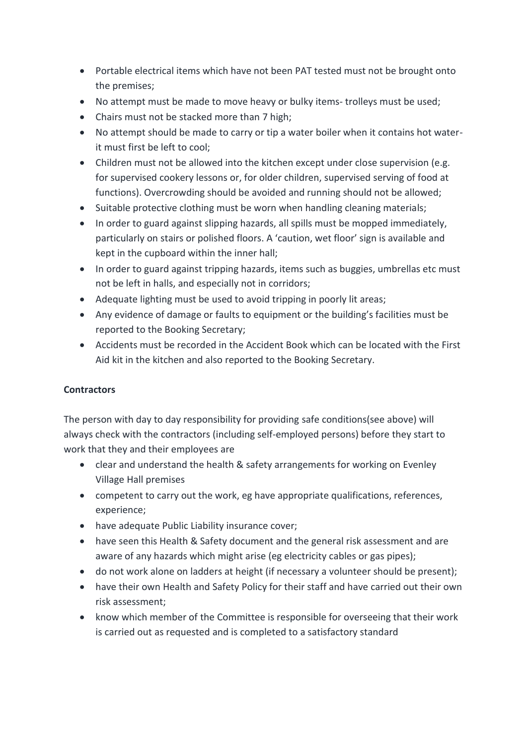- Portable electrical items which have not been PAT tested must not be brought onto the premises;
- No attempt must be made to move heavy or bulky items- trolleys must be used;
- Chairs must not be stacked more than 7 high;
- No attempt should be made to carry or tip a water boiler when it contains hot water- it must first be left to cool;
- Children must not be allowed into the kitchen except under close supervision (e.g. for supervised cookery lessons or, for older children, supervised serving of food at functions). Overcrowding should be avoided and running should not be allowed;
- Suitable protective clothing must be worn when handling cleaning materials;
- In order to guard against slipping hazards, all spills must be mopped immediately, particularly on stairs or polished floors. A 'caution, wet floor' sign is available and kept in the cupboard within the inner hall;
- In order to guard against tripping hazards, items such as buggies, umbrellas etc must not be left in halls, and especially not in corridors;
- Adequate lighting must be used to avoid tripping in poorly lit areas;
- Any evidence of damage or faults to equipment or the building's facilities must be reported to the Booking Secretary;
- Accidents must be recorded in the Accident Book which can be located with the First Aid kit in the kitchen and also reported to the Booking Secretary.

**Contractors**

The person with day to day responsibility for providing safe conditions(see above) will always check with the contractors (including self-employed persons) before they start to work that they and their employees are

- clear and understand the health & safety arrangements for working on Evenley Village Hall premises
- competent to carry out the work, eg have appropriate qualifications, references, experience;
- have adequate Public Liability insurance cover;
- have seen this Health & Safety document and the general risk assessment and are aware of any hazards which might arise (eg electricity cables or gas pipes);
- do not work alone on ladders at height (if necessary a volunteer should be present);
- have their own Health and Safety Policy for their staff and have carried out their own risk assessment;
- know which member of the Committee is responsible for overseeing that their work is carried out as requested and is completed to a satisfactory standard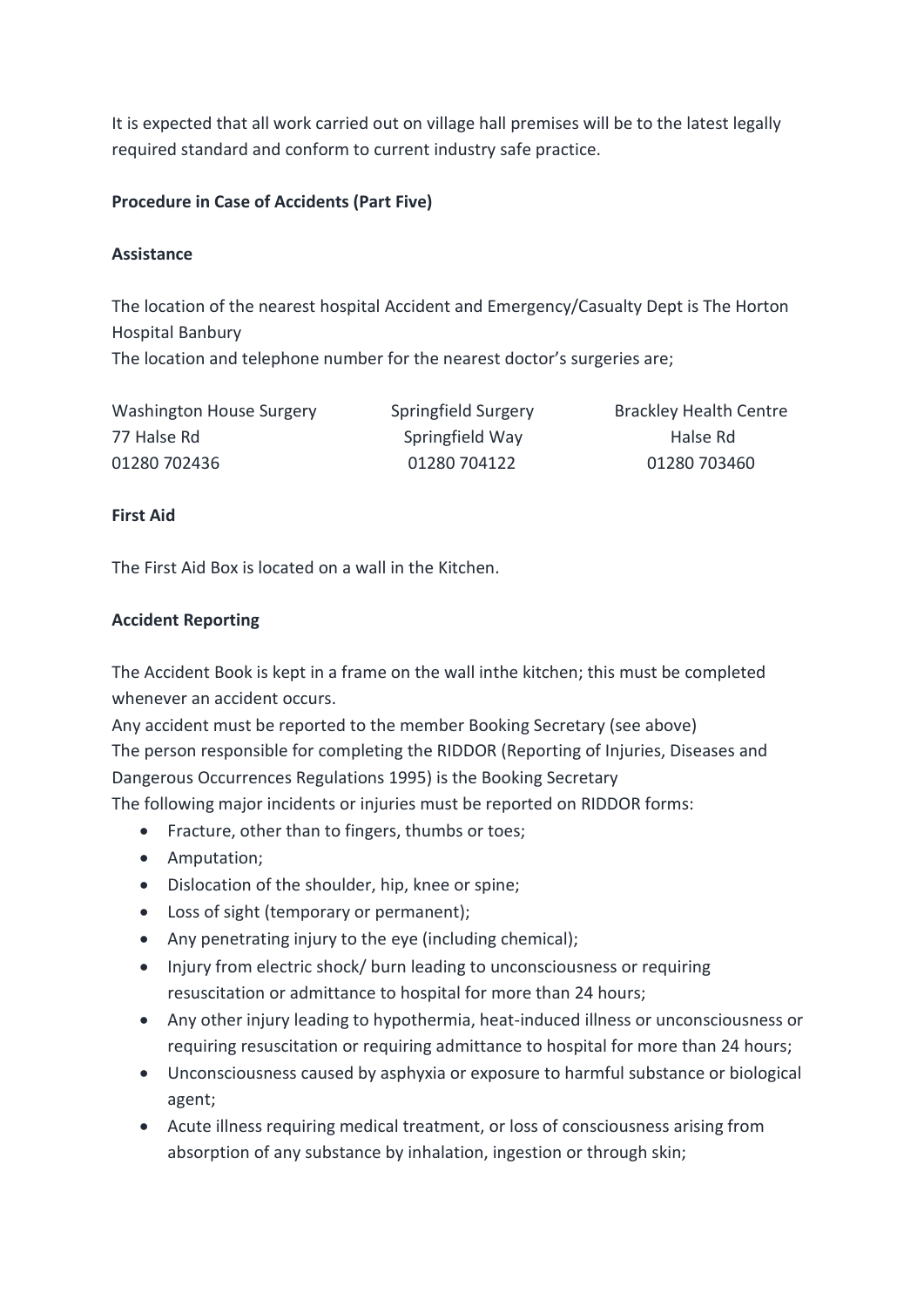It is expected that all work carried out on village hall premises will be to the latest legally required standard and conform to current industry safe practice.

**Procedure in Case of Accidents (Part Five)**

**Assistance**

The location of the nearest hospital Accident and Emergency/Casualty Dept is The Horton Hospital Banbury
The location and telephone number for the nearest doctor's surgeries are;

| Washington House Surgery | Springfield Surgery | Brackley Health Centre |
| --- | --- | --- |
| 77 Halse Rd | Springfield Way | Halse Rd |
| 01280 702436 | 01280 704122 | 01280 703460 |

**First Aid**

The First Aid Box is located on a wall in the Kitchen.

**Accident Reporting**

The Accident Book is kept in a frame on the wall inthe kitchen; this must be completed whenever an accident occurs.
Any accident must be reported to the member Booking Secretary (see above)
The person responsible for completing the RIDDOR (Reporting of Injuries, Diseases and Dangerous Occurrences Regulations 1995) is the Booking Secretary
The following major incidents or injuries must be reported on RIDDOR forms:

- Fracture, other than to fingers, thumbs or toes;
- Amputation;
- Dislocation of the shoulder, hip, knee or spine;
- Loss of sight (temporary or permanent);
- Any penetrating injury to the eye (including chemical);
- Injury from electric shock/ burn leading to unconsciousness or requiring resuscitation or admittance to hospital for more than 24 hours;
- Any other injury leading to hypothermia, heat-induced illness or unconsciousness or requiring resuscitation or requiring admittance to hospital for more than 24 hours;
- Unconsciousness caused by asphyxia or exposure to harmful substance or biological agent;
- Acute illness requiring medical treatment, or loss of consciousness arising from absorption of any substance by inhalation, ingestion or through skin;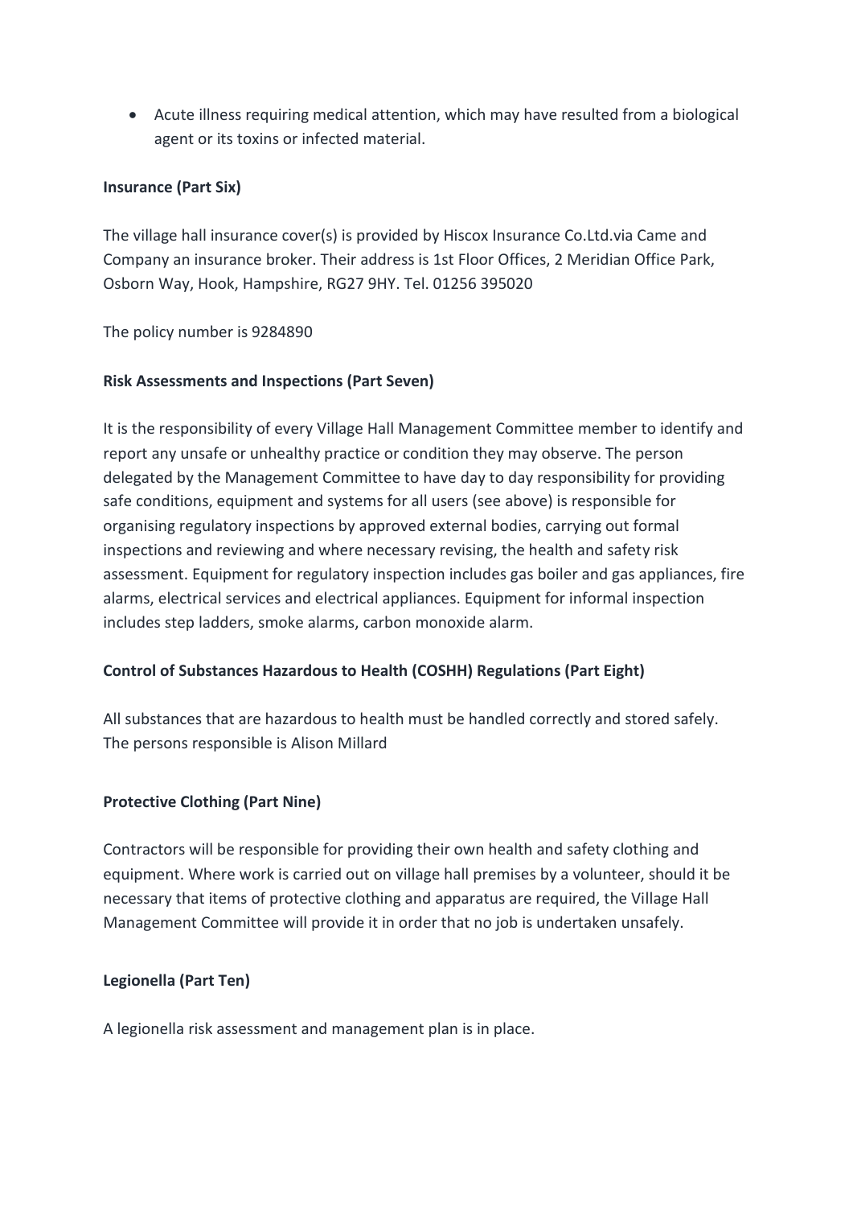- Acute illness requiring medical attention, which may have resulted from a biological agent or its toxins or infected material.

**Insurance (Part Six)**

The village hall insurance cover(s) is provided by Hiscox Insurance Co.Ltd.via Came and Company an insurance broker. Their address is 1st Floor Offices, 2 Meridian Office Park, Osborn Way, Hook, Hampshire, RG27 9HY. Tel. 01256 395020

The policy number is 9284890

**Risk Assessments and Inspections (Part Seven)**

It is the responsibility of every Village Hall Management Committee member to identify and report any unsafe or unhealthy practice or condition they may observe. The person delegated by the Management Committee to have day to day responsibility for providing safe conditions, equipment and systems for all users (see above) is responsible for organising regulatory inspections by approved external bodies, carrying out formal inspections and reviewing and where necessary revising, the health and safety risk assessment. Equipment for regulatory inspection includes gas boiler and gas appliances, fire alarms, electrical services and electrical appliances. Equipment for informal inspection includes step ladders, smoke alarms, carbon monoxide alarm.

**Control of Substances Hazardous to Health (COSHH) Regulations (Part Eight)**

All substances that are hazardous to health must be handled correctly and stored safely. The persons responsible is Alison Millard

**Protective Clothing (Part Nine)**

Contractors will be responsible for providing their own health and safety clothing and equipment. Where work is carried out on village hall premises by a volunteer, should it be necessary that items of protective clothing and apparatus are required, the Village Hall Management Committee will provide it in order that no job is undertaken unsafely.

**Legionella (Part Ten)**

A legionella risk assessment and management plan is in place.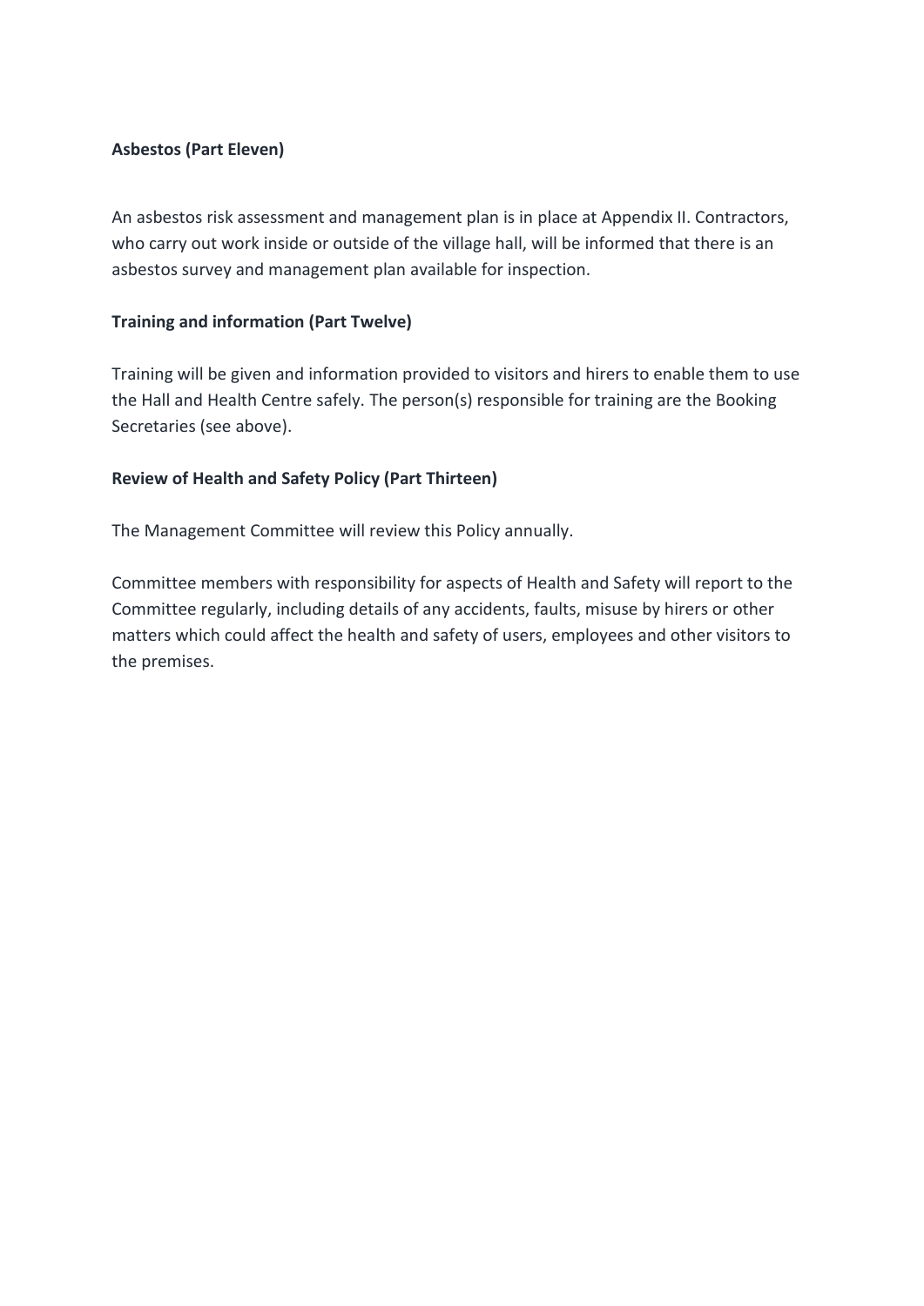**Asbestos (Part Eleven)**

An asbestos risk assessment and management plan is in place at Appendix II. Contractors, who carry out work inside or outside of the village hall, will be informed that there is an asbestos survey and management plan available for inspection.

**Training and information (Part Twelve)**

Training will be given and information provided to visitors and hirers to enable them to use the Hall and Health Centre safely. The person(s) responsible for training are the Booking Secretaries (see above).

**Review of Health and Safety Policy (Part Thirteen)**

The Management Committee will review this Policy annually.

Committee members with responsibility for aspects of Health and Safety will report to the Committee regularly, including details of any accidents, faults, misuse by hirers or other matters which could affect the health and safety of users, employees and other visitors to the premises.